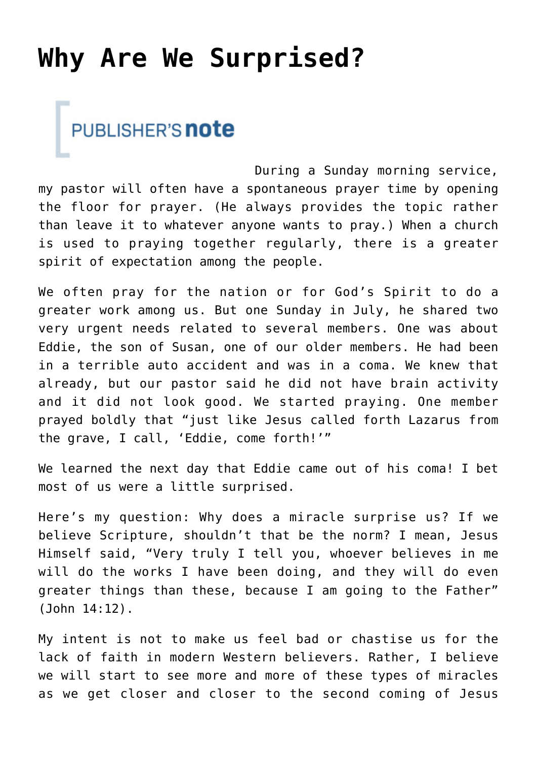# Why Are We Surprised?

PUBLISHER'S **note**

During a Sunday morning service, my pastor will often have a spontaneous prayer time by opening the floor for prayer. (He always provides the topic rather than leave it to whatever anyone wants to pray.) When a church is used to praying together regularly, there is a greater spirit of expectation among the people.

We often pray for the nation or for God's Spirit to do a greater work among us. But one Sunday in July, he shared two very urgent needs related to several members. One was about Eddie, the son of Susan, one of our older members. He had been in a terrible auto accident and was in a coma. We knew that already, but our pastor said he did not have brain activity and it did not look good. We started praying. One member prayed boldly that "just like Jesus called forth Lazarus from the grave, I call, 'Eddie, come forth!'"

We learned the next day that Eddie came out of his coma! I bet most of us were a little surprised.

Here's my question: Why does a miracle surprise us? If we believe Scripture, shouldn't that be the norm? I mean, Jesus Himself said, "Very truly I tell you, whoever believes in me will do the works I have been doing, and they will do even greater things than these, because I am going to the Father" (John 14:12).

My intent is not to make us feel bad or chastise us for the lack of faith in modern Western believers. Rather, I believe we will start to see more and more of these types of miracles as we get closer and closer to the second coming of Jesus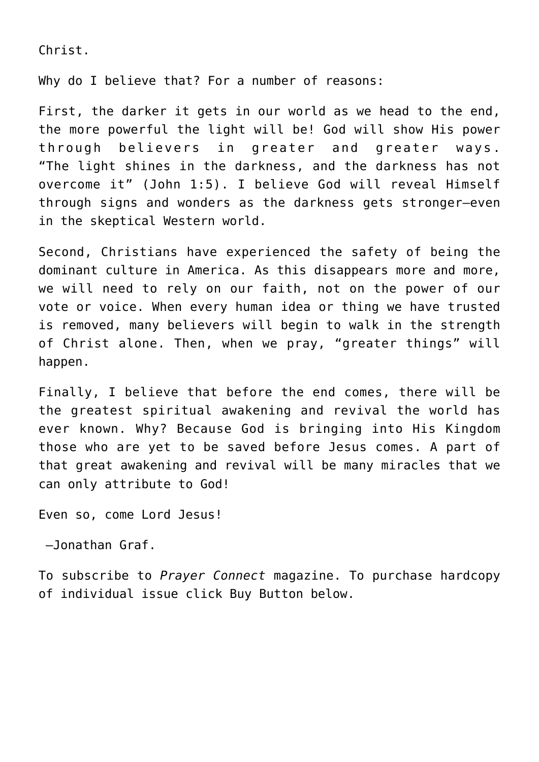Christ.

Why do I believe that? For a number of reasons:

First, the darker it gets in our world as we head to the end, the more powerful the light will be! God will show His power through believers in greater and greater ways. “The light shines in the darkness, and the darkness has not overcome it” (John 1:5). I believe God will reveal Himself through signs and wonders as the darkness gets stronger—even in the skeptical Western world.

Second, Christians have experienced the safety of being the dominant culture in America. As this disappears more and more, we will need to rely on our faith, not on the power of our vote or voice. When every human idea or thing we have trusted is removed, many believers will begin to walk in the strength of Christ alone. Then, when we pray, “greater things” will happen.

Finally, I believe that before the end comes, there will be the greatest spiritual awakening and revival the world has ever known. Why? Because God is bringing into His Kingdom those who are yet to be saved before Jesus comes. A part of that great awakening and revival will be many miracles that we can only attribute to God!

Even so, come Lord Jesus!

—Jonathan Graf.

To subscribe to *Prayer Connect* magazine. To purchase hardcopy of individual issue click Buy Button below.